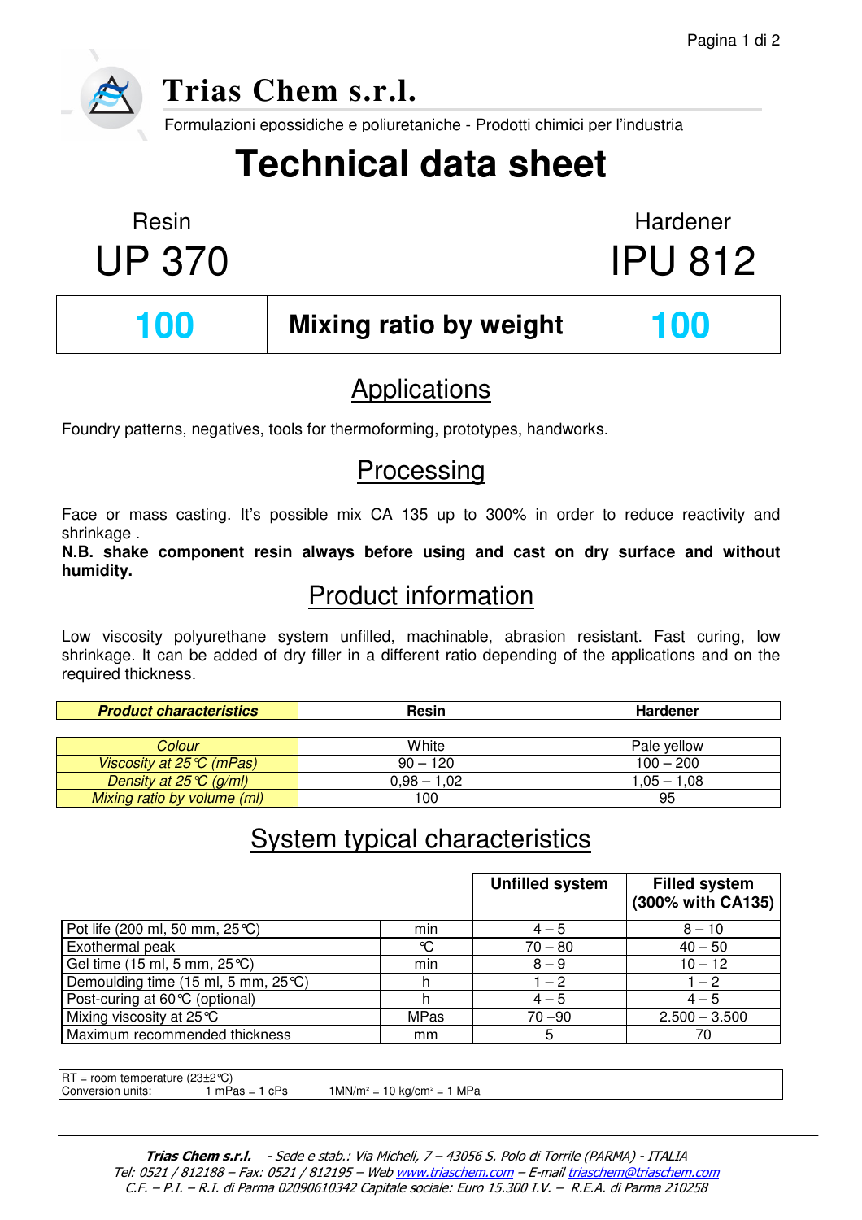# Trias Chem s.r.l.

Formulazioni epossidiche e poliuretaniche - Prodotti chimici per l'industria

# Technical data sheet

| Resin UP 370 | | Hardener IPU 812 |
|---|---|---|
| **100** | **Mixing ratio by weight** | **100** |

## Applications

Foundry patterns, negatives, tools for thermoforming, prototypes, handworks.

## Processing

Face or mass casting. It's possible mix CA 135 up to 300% in order to reduce reactivity and shrinkage .

**N.B. shake component resin always before using and cast on dry surface and without humidity.**

## Product information

Low viscosity polyurethane system unfilled, machinable, abrasion resistant. Fast curing, low shrinkage. It can be added of dry filler in a different ratio depending of the applications and on the required thickness.

| ***Product characteristics*** | **Resin** | **Hardener** |
|---|---|---|
| *Colour* | White | Pale yellow |
| *Viscosity at 25°C (mPas)* | 90 – 120 | 100 – 200 |
| *Density at 25°C (g/ml)* | 0,98 – 1,02 | 1,05 – 1,08 |
| *Mixing ratio by volume (ml)* | 100 | 95 |

## System typical characteristics

| | | **Unfilled system** | **Filled system (300% with CA135)** |
|---|---|---|---|
| Pot life (200 ml, 50 mm, 25°C) | min | 4 – 5 | 8 – 10 |
| Exothermal peak | °C | 70 – 80 | 40 – 50 |
| Gel time (15 ml, 5 mm, 25°C) | min | 8 – 9 | 10 – 12 |
| Demoulding time (15 ml, 5 mm, 25°C) | h | 1 – 2 | 1 – 2 |
| Post-curing at 60°C (optional) | h | 4 – 5 | 4 – 5 |
| Mixing viscosity at 25°C | MPas | 70 –90 | 2.500 – 3.500 |
| Maximum recommended thickness | mm | 5 | 70 |

RT = room temperature (23±2°C)
Conversion units: 1 mPas = 1 cPs 1MN/m² = 10 kg/cm² = 1 MPa

***Trias Chem s.r.l.*** *- Sede e stab.: Via Micheli, 7 – 43056 S. Polo di Torrile (PARMA) - ITALIA*
*Tel: 0521 / 812188 – Fax: 0521 / 812195 – Web www.triaschem.com – E-mail triaschem@triaschem.com*
*C.F. – P.I. – R.I. di Parma 02090610342 Capitale sociale: Euro 15.300 I.V. – R.E.A. di Parma 210258*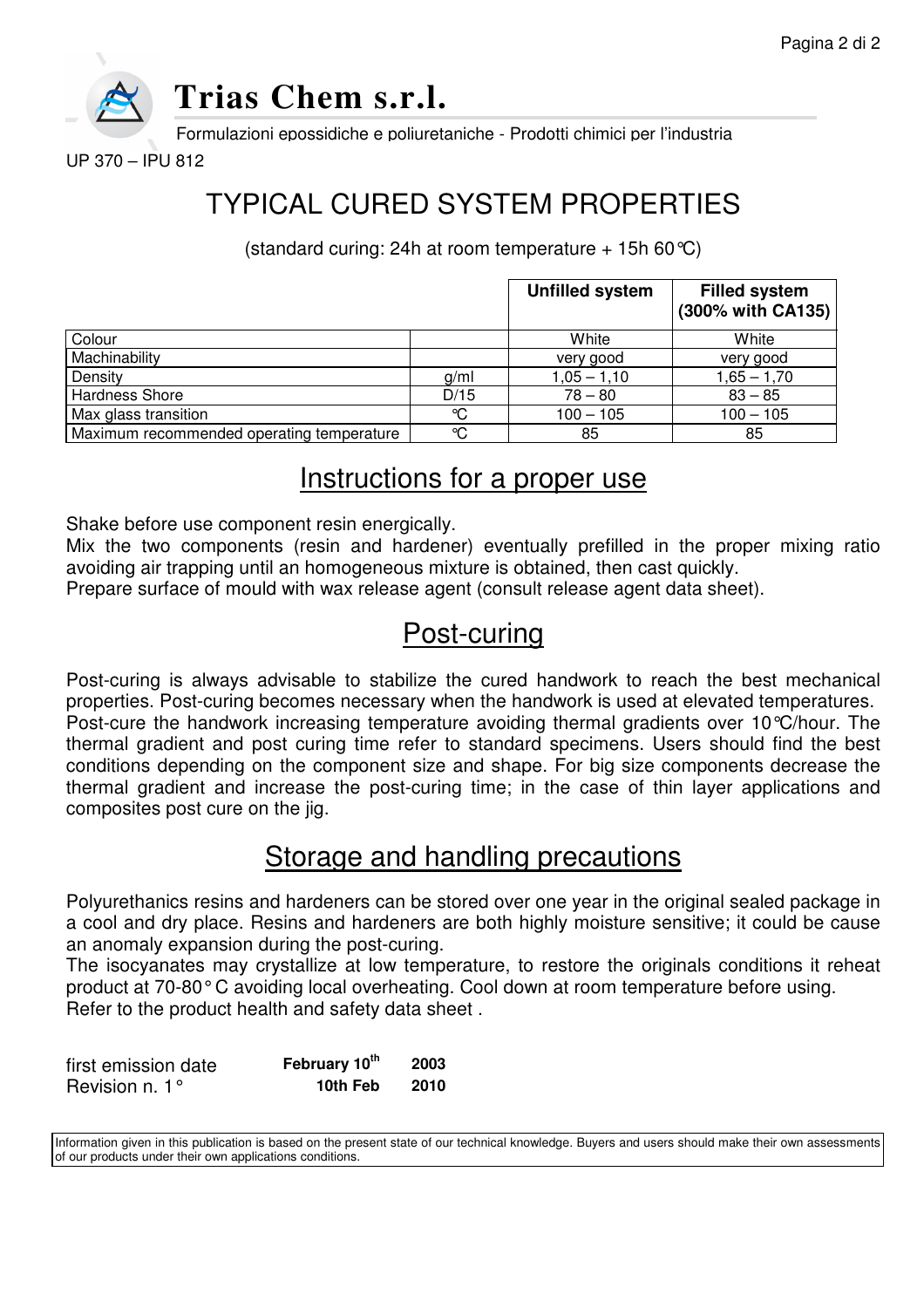**Trias Chem s.r.l.**

Formulazioni epossidiche e poliuretaniche - Prodotti chimici per l'industria

UP 370 – IPU 812

# TYPICAL CURED SYSTEM PROPERTIES

(standard curing: 24h at room temperature + 15h 60°C)

| | | Unfilled system | Filled system (300% with CA135) |
|---|---|---|---|
| Colour | | White | White |
| Machinability | | very good | very good |
| Density | g/ml | 1,05 – 1,10 | 1,65 – 1,70 |
| Hardness Shore | D/15 | 78 – 80 | 83 – 85 |
| Max glass transition | °C | 100 – 105 | 100 – 105 |
| Maximum recommended operating temperature | °C | 85 | 85 |

## Instructions for a proper use

Shake before use component resin energically.
Mix the two components (resin and hardener) eventually prefilled in the proper mixing ratio avoiding air trapping until an homogeneous mixture is obtained, then cast quickly.
Prepare surface of mould with wax release agent (consult release agent data sheet).

## Post-curing

Post-curing is always advisable to stabilize the cured handwork to reach the best mechanical properties. Post-curing becomes necessary when the handwork is used at elevated temperatures.
Post-cure the handwork increasing temperature avoiding thermal gradients over 10°C/hour. The thermal gradient and post curing time refer to standard specimens. Users should find the best conditions depending on the component size and shape. For big size components decrease the thermal gradient and increase the post-curing time; in the case of thin layer applications and composites post cure on the jig.

## Storage and handling precautions

Polyurethanics resins and hardeners can be stored over one year in the original sealed package in a cool and dry place. Resins and hardeners are both highly moisture sensitive; it could be cause an anomaly expansion during the post-curing.
The isocyanates may crystallize at low temperature, to restore the originals conditions it reheat product at 70-80° C avoiding local overheating. Cool down at room temperature before using.
Refer to the product health and safety data sheet .

| | | |
|---|---|---|
| first emission date | **February 10th** | **2003** |
| Revision n. 1° | **10th Feb** | **2010** |

Information given in this publication is based on the present state of our technical knowledge. Buyers and users should make their own assessments of our products under their own applications conditions.